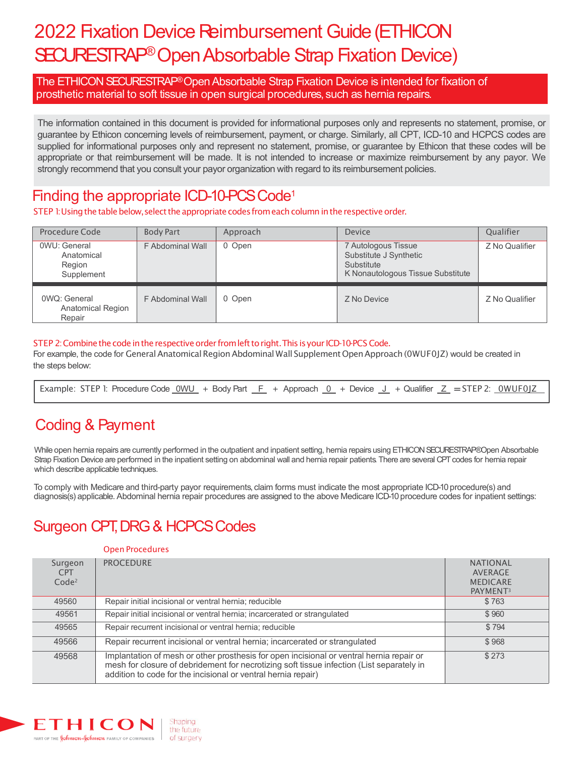# 2022 Fixation Device Reimbursement Guide (ETHICON SECURESTRAP® Open Absorbable Strap Fixation Device)

**The ETHICON SECURESTRAP® Open Absorbable Strap Fixation Device is intended for fixation of prosthetic material to soft tissue in open surgical procedures, such as hernia repairs.**

The information contained in this document is provided for informational purposes only and represents no statement, promise, or guarantee by Ethicon concerning levels of reimbursement, payment, or charge. Similarly, all CPT, ICD-10 and HCPCS codes are supplied for informational purposes only and represent no statement, promise, or guarantee by Ethicon that these codes will be appropriate or that reimbursement will be made. It is not intended to increase or maximize reimbursement by any payor. We strongly recommend that you consult your payor organization with regard to its reimbursement policies.

## Finding the appropriate ICD-10-PCS Code[1]

STEP 1: Using the table below, select the appropriate codes from each column in the respective order.

| Procedure Code | Body Part | Approach | Device | Qualifier |
|---|---|---|---|---|
| 0WU: General Anatomical Region Supplement | F Abdominal Wall | 0 Open | 7 Autologous Tissue Substitute J Synthetic Substitute K Nonautologous Tissue Substitute | Z No Qualifier |
| 0WQ: General Anatomical Region Repair | F Abdominal Wall | 0 Open | Z No Device | Z No Qualifier |

STEP 2: Combine the code in the respective order from left to right. This is your ICD-10-PCS Code.

For example, the code for General Anatomical Region Abdominal Wall Supplement Open Approach (0WUF0JZ) would be created in the steps below:

Example: STEP 1: Procedure Code 0WU + Body Part F + Approach 0 + Device J + Qualifier Z = STEP 2: 0WUF0JZ

## Coding & Payment

While open hernia repairs are currently performed in the outpatient and inpatient setting, hernia repairs using ETHICON SECURESTRAP® Open Absorbable Strap Fixation Device are performed in the inpatient setting on abdominal wall and hernia repair patients. There are several CPT codes for hernia repair which describe applicable techniques.

To comply with Medicare and third-party payor requirements, claim forms must indicate the most appropriate ICD-10 procedure(s) and diagnosis(s) applicable. Abdominal hernia repair procedures are assigned to the above Medicare ICD-10 procedure codes for inpatient settings:

## Surgeon CPT, DRG & HCPCS Codes

Open Procedures

| Surgeon CPT Code[2] | PROCEDURE | NATIONAL AVERAGE MEDICARE PAYMENT[3] |
|---|---|---|
| 49560 | Repair initial incisional or ventral hernia; reducible | $ 763 |
| 49561 | Repair initial incisional or ventral hernia; incarcerated or strangulated | $ 960 |
| 49565 | Repair recurrent incisional or ventral hernia; reducible | $ 794 |
| 49566 | Repair recurrent incisional or ventral hernia; incarcerated or strangulated | $ 968 |
| 49568 | Implantation of mesh or other prosthesis for open incisional or ventral hernia repair or mesh for closure of debridement for necrotizing soft tissue infection (List separately in addition to code for the incisional or ventral hernia repair) | $ 273 |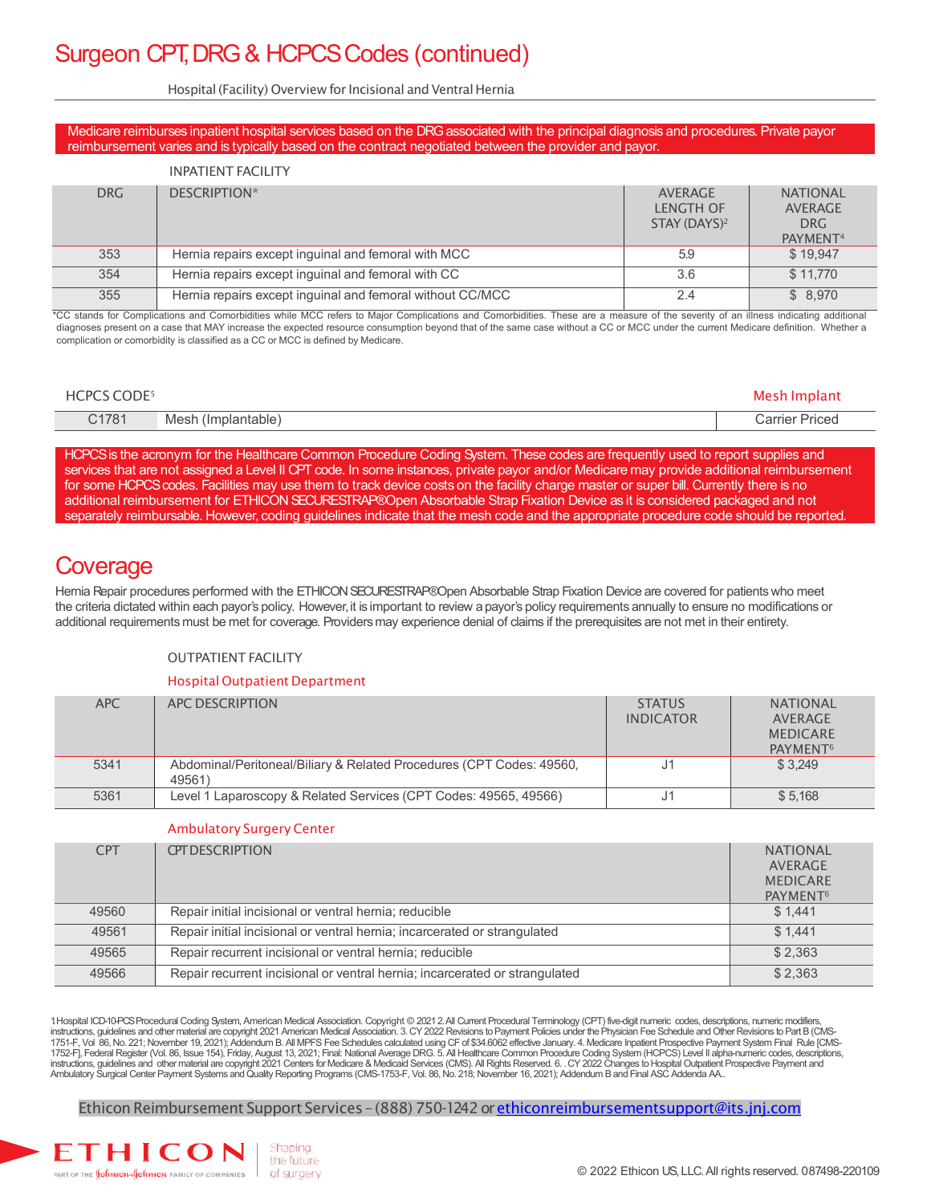# Surgeon CPT, DRG & HCPCS Codes (continued)

Hospital (Facility) Overview for Incisional and Ventral Hernia

Medicare reimburses inpatient hospital services based on the DRG associated with the principal diagnosis and procedures. Private payor reimbursement varies and is typically based on the contract negotiated between the provider and payor.

INPATIENT FACILITY

| DRG | DESCRIPTION* | AVERAGE LENGTH OF STAY (DAYS)[2] | NATIONAL AVERAGE DRG PAYMENT[4] |
|---|---|---|---|
| 353 | Hernia repairs except inguinal and femoral with MCC | 5.9 | $ 19,947 |
| 354 | Hernia repairs except inguinal and femoral with CC | 3.6 | $ 11,770 |
| 355 | Hernia repairs except inguinal and femoral without CC/MCC | 2.4 | $ 8,970 |

*CC stands for Complications and Comorbidities while MCC refers to Major Complications and Comorbidities. These are a measure of the severity of an illness indicating additional diagnoses present on a case that MAY increase the expected resource consumption beyond that of the same case without a CC or MCC under the current Medicare definition. Whether a complication or comorbidity is classified as a CC or MCC is defined by Medicare.

| HCPCS CODE[5] | | Mesh Implant |
|---|---|---|
| C1781 | Mesh (Implantable) | Carrier Priced |

HCPCS is the acronym for the Healthcare Common Procedure Coding System. These codes are frequently used to report supplies and services that are not assigned a Level II CPT code. In some instances, private payor and/or Medicare may provide additional reimbursement for some HCPCS codes. Facilities may use them to track device costs on the facility charge master or super bill. Currently there is no additional reimbursement for ETHICON SECURESTRAP® Open Absorbable Strap Fixation Device as it is considered packaged and not separately reimbursable. However, coding guidelines indicate that the mesh code and the appropriate procedure code should be reported.

## Coverage

Hernia Repair procedures performed with the ETHICON SECURESTRAP® Open Absorbable Strap Fixation Device are covered for patients who meet the criteria dictated within each payor's policy. However, it is important to review a payor's policy requirements annually to ensure no modifications or additional requirements must be met for coverage. Providers may experience denial of claims if the prerequisites are not met in their entirety.

OUTPATIENT FACILITY

### Hospital Outpatient Department

| APC | APC DESCRIPTION | STATUS INDICATOR | NATIONAL AVERAGE MEDICARE PAYMENT[6] |
|---|---|---|---|
| 5341 | Abdominal/Peritoneal/Biliary & Related Procedures (CPT Codes: 49560, 49561) | J1 | $ 3,249 |
| 5361 | Level 1 Laparoscopy & Related Services (CPT Codes: 49565, 49566) | J1 | $ 5,168 |

### Ambulatory Surgery Center

| CPT | CPT DESCRIPTION | NATIONAL AVERAGE MEDICARE PAYMENT[6] |
|---|---|---|
| 49560 | Repair initial incisional or ventral hernia; reducible | $ 1,441 |
| 49561 | Repair initial incisional or ventral hernia; incarcerated or strangulated | $ 1,441 |
| 49565 | Repair recurrent incisional or ventral hernia; reducible | $ 2,363 |
| 49566 | Repair recurrent incisional or ventral hernia; incarcerated or strangulated | $ 2,363 |

1. Hospital ICD-10-PCS Procedural Coding System, American Medical Association. Copyright © 2021 2. All Current Procedural Terminology (CPT) five-digit numeric codes, descriptions, numeric modifiers, instructions, guidelines and other material are copyright 2021 American Medical Association. 3. CY 2022 Revisions to Payment Policies under the Physician Fee Schedule and Other Revisions to Part B (CMS-1751-F, Vol 86, No. 221; November 19, 2021); Addendum B. All MPFS Fee Schedules calculated using CF of $34.6062 effective January. 4. Medicare Inpatient Prospective Payment System Final Rule [CMS-1752-F], Federal Register (Vol. 86, Issue 154), Friday, August 13, 2021; Final: National Average DRG. 5. All Healthcare Common Procedure Coding System (HCPCS) Level II alpha-numeric codes, descriptions, instructions, guidelines and other material are copyright 2021 Centers for Medicare & Medicaid Services (CMS). All Rights Reserved. 6. . CY 2022 Changes to Hospital Outpatient Prospective Payment and Ambulatory Surgical Center Payment Systems and Quality Reporting Programs (CMS-1753-F, Vol. 86, No. 218; November 16, 2021); Addendum B and Final ASC Addenda AA..

Ethicon Reimbursement Support Services – (888) 750-1242 or ethiconreimbursementsupport@its.jnj.com

ETHICON PART OF THE Johnson & Johnson FAMILY OF COMPANIES | Shaping the future of surgery

© 2022 Ethicon US, LLC. All rights reserved. 087498-220109